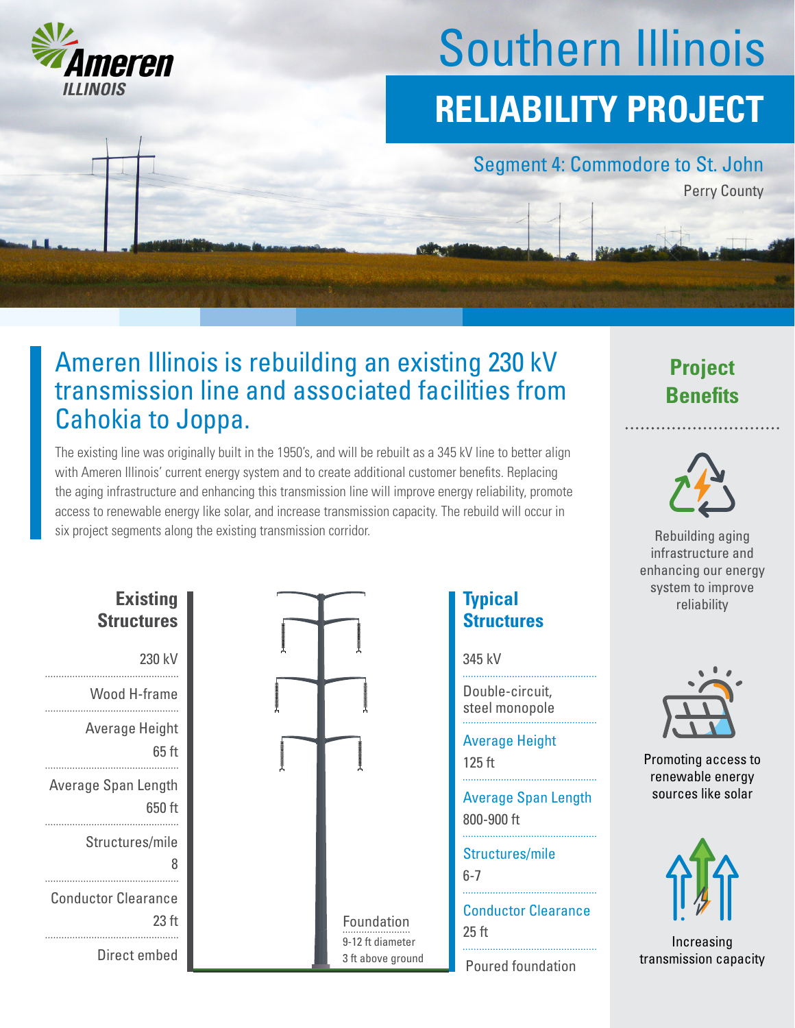Ameren ILLINOIS

# Southern Illinois
# RELIABILITY PROJECT

## Segment 4: Commodore to St. John

Perry County

## Ameren Illinois is rebuilding an existing 230 kV transmission line and associated facilities from Cahokia to Joppa.

The existing line was originally built in the 1950's, and will be rebuilt as a 345 kV line to better align with Ameren Illinois' current energy system and to create additional customer benefits. Replacing the aging infrastructure and enhancing this transmission line will improve energy reliability, promote access to renewable energy like solar, and increase transmission capacity. The rebuild will occur in six project segments along the existing transmission corridor.

| Existing Structures | Typical Structures |
|---|---|
| 230 kV | 345 kV |
| Wood H-frame | Double-circuit, steel monopole |
| Average Height: 65 ft | Average Height: 125 ft |
| Average Span Length: 650 ft | Average Span Length: 800-900 ft |
| Structures/mile: 8 | Structures/mile: 6-7 |
| Conductor Clearance: 23 ft | Conductor Clearance: 25 ft |
| Direct embed | Poured foundation |

Foundation
9-12 ft diameter
3 ft above ground

## Project Benefits

- Rebuilding aging infrastructure and enhancing our energy system to improve reliability
- Promoting access to renewable energy sources like solar
- Increasing transmission capacity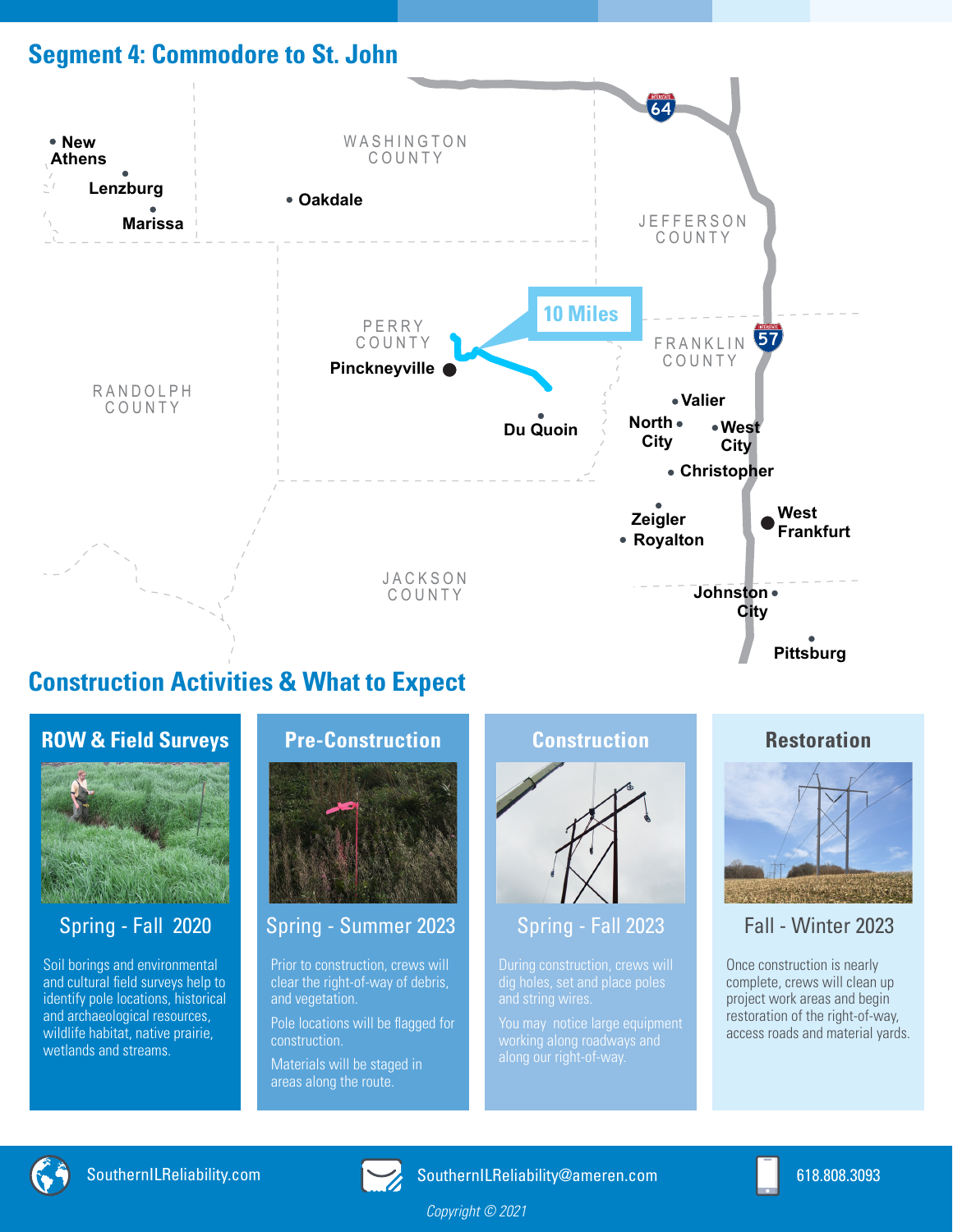# Segment 4: Commodore to St. John

New Athens
Lenzburg
Marissa
WASHINGTON COUNTY
Oakdale
64
JEFFERSON COUNTY
10 Miles
PERRY COUNTY
Pinckneyville
57
FRANKLIN COUNTY
RANDOLPH COUNTY
Du Quoin
Valier
North City
West City
Christopher
Zeigler
Royalton
West Frankfurt
JACKSON COUNTY
Johnston City
Pittsburg

## Construction Activities & What to Expect

### ROW & Field Surveys

Spring - Fall 2020

Soil borings and environmental and cultural field surveys help to identify pole locations, historical and archaeological resources, wildlife habitat, native prairie, wetlands and streams.

### Pre-Construction

Spring - Summer 2023

Prior to construction, crews will clear the right-of-way of debris, and vegetation.

Pole locations will be flagged for construction.

Materials will be staged in areas along the route.

### Construction

Spring - Fall 2023

During construction, crews will dig holes, set and place poles and string wires.

You may notice large equipment working along roadways and along our right-of-way.

### Restoration

Fall - Winter 2023

Once construction is nearly complete, crews will clean up project work areas and begin restoration of the right-of-way, access roads and material yards.

SouthernILReliability.com | SouthernILReliability@ameren.com | 618.808.3093

*Copyright © 2021*